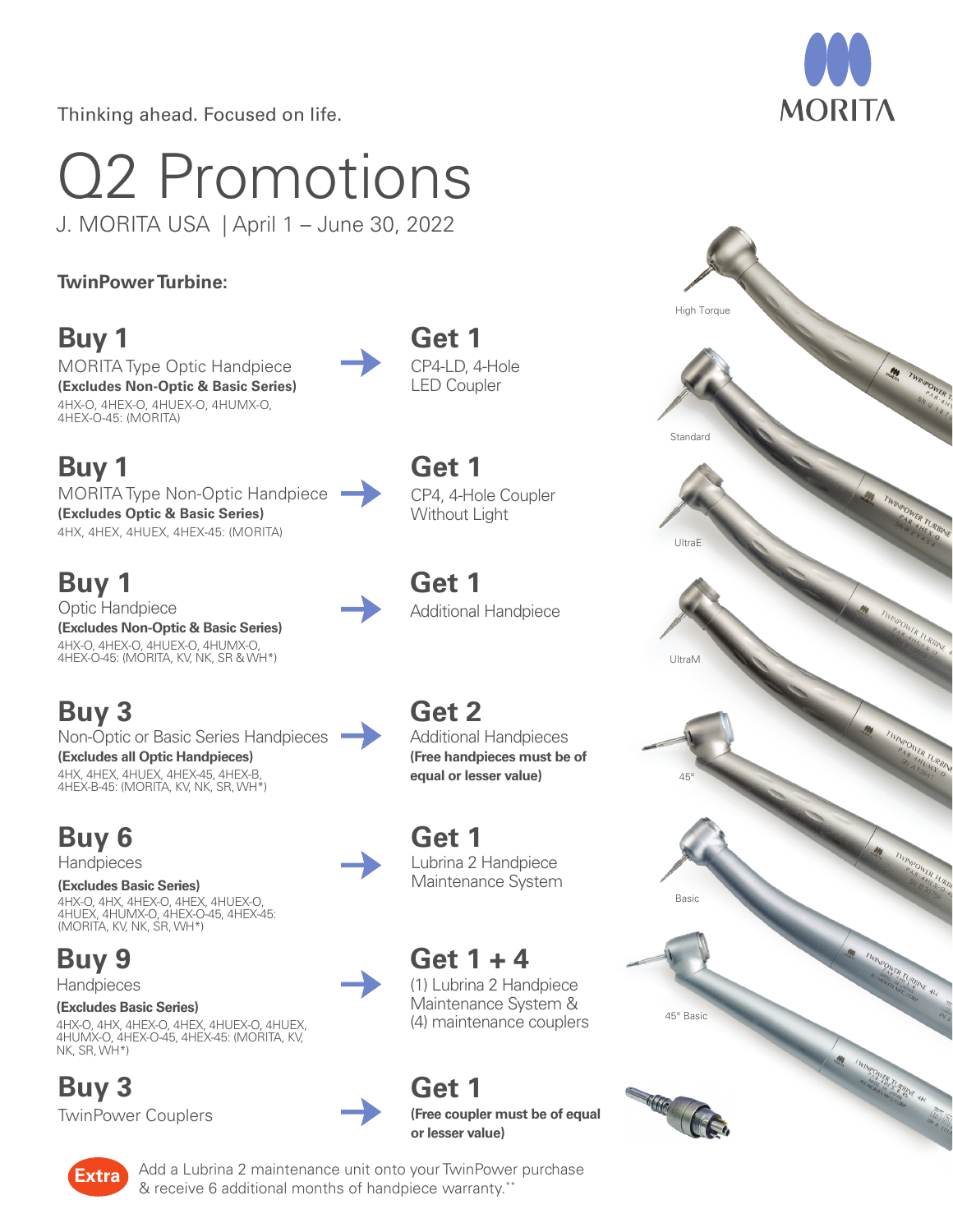Thinking ahead. Focused on life.

MORITA

# Q2 Promotions

J. MORITA USA | April 1 – June 30, 2022

## TwinPower Turbine:

| Buy | | Get |
|---|---|---|
| **Buy 1**<br>MORITA Type Optic Handpiece<br>**(Excludes Non-Optic & Basic Series)**<br>4HX-O, 4HEX-O, 4HUEX-O, 4HUMX-O, 4HEX-O-45: (MORITA) | → | **Get 1**<br>CP4-LD, 4-Hole LED Coupler |
| **Buy 1**<br>MORITA Type Non-Optic Handpiece<br>**(Excludes Optic & Basic Series)**<br>4HX, 4HEX, 4HUEX, 4HEX-45: (MORITA) | → | **Get 1**<br>CP4, 4-Hole Coupler Without Light |
| **Buy 1**<br>Optic Handpiece<br>**(Excludes Non-Optic & Basic Series)**<br>4HX-O, 4HEX-O, 4HUEX-O, 4HUMX-O, 4HEX-O-45: (MORITA, KV, NK, SR & WH*) | → | **Get 1**<br>Additional Handpiece |
| **Buy 3**<br>Non-Optic or Basic Series Handpieces<br>**(Excludes all Optic Handpieces)**<br>4HX, 4HEX, 4HUEX, 4HEX-45, 4HEX-B, 4HEX-B-45: (MORITA, KV, NK, SR, WH*) | → | **Get 2**<br>Additional Handpieces<br>**(Free handpieces must be of equal or lesser value)** |
| **Buy 6**<br>Handpieces<br>**(Excludes Basic Series)**<br>4HX-O, 4HX, 4HEX-O, 4HEX, 4HUEX-O, 4HUEX, 4HUMX-O, 4HEX-O-45, 4HEX-45: (MORITA, KV, NK, SR, WH*) | → | **Get 1**<br>Lubrina 2 Handpiece Maintenance System |
| **Buy 9**<br>Handpieces<br>**(Excludes Basic Series)**<br>4HX-O, 4HX, 4HEX-O, 4HEX, 4HUEX-O, 4HUEX, 4HUMX-O, 4HEX-O-45, 4HEX-45: (MORITA, KV, NK, SR, WH*) | → | **Get 1 + 4**<br>(1) Lubrina 2 Handpiece Maintenance System &<br>(4) maintenance couplers |
| **Buy 3**<br>TwinPower Couplers | → | **Get 1**<br>**(Free coupler must be of equal or lesser value)** |

High Torque · Standard · UltraE · UltraM · 45° · Basic · 45° Basic

**Extra** Add a Lubrina 2 maintenance unit onto your TwinPower purchase & receive 6 additional months of handpiece warranty.**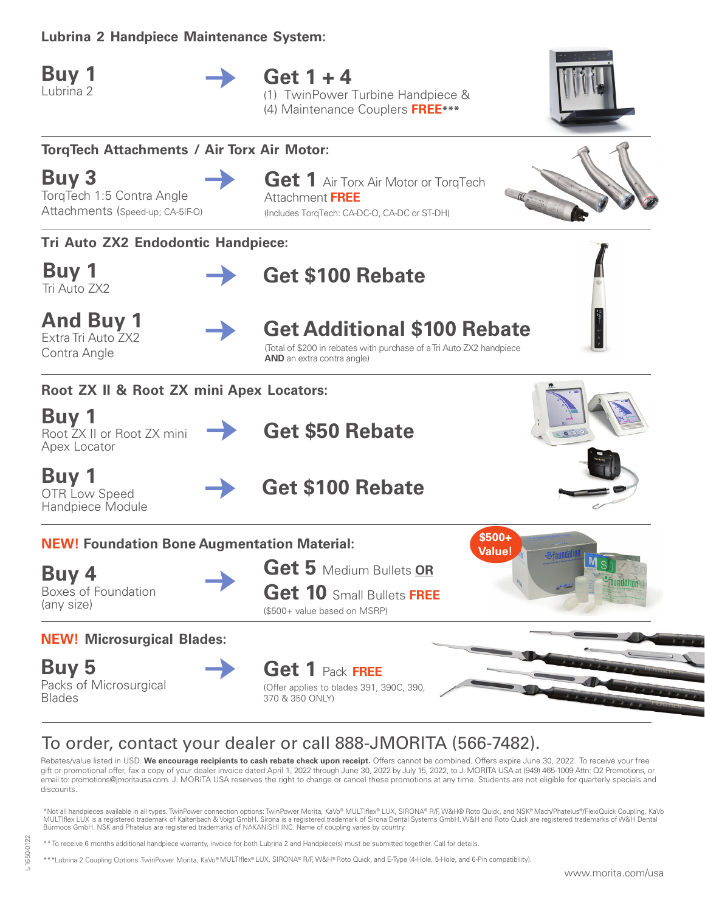## Lubrina 2 Handpiece Maintenance System:

**Buy 1**
Lubrina 2

→

**Get 1 + 4**
(1) TwinPower Turbine Handpiece &
(4) Maintenance Couplers **FREE*****

## TorqTech Attachments / Air Torx Air Motor:

**Buy 3**
TorqTech 1:5 Contra Angle Attachments (Speed-up; CA-5IF-O)

→

**Get 1** Air Torx Air Motor or TorqTech Attachment **FREE**
(Includes TorqTech: CA-DC-O, CA-DC or ST-DH)

## Tri Auto ZX2 Endodontic Handpiece:

**Buy 1**
Tri Auto ZX2

→

**Get $100 Rebate**

**And Buy 1**
Extra Tri Auto ZX2 Contra Angle

→

**Get Additional $100 Rebate**
(Total of $200 in rebates with purchase of a Tri Auto ZX2 handpiece **AND** an extra contra angle)

## Root ZX II & Root ZX mini Apex Locators:

**Buy 1**
Root ZX II or Root ZX mini Apex Locator

→

**Get $50 Rebate**

**Buy 1**
OTR Low Speed Handpiece Module

→

**Get $100 Rebate**

## NEW! Foundation Bone Augmentation Material:

$500+ Value!

**Buy 4**
Boxes of Foundation (any size)

→

**Get 5** Medium Bullets **OR**
**Get 10** Small Bullets **FREE**
($500+ value based on MSRP)

## NEW! Microsurgical Blades:

**Buy 5**
Packs of Microsurgical Blades

→

**Get 1** Pack **FREE**
(Offer applies to blades 391, 390C, 390, 370 & 350 ONLY)

## To order, contact your dealer or call 888-JMORITA (566-7482).

Rebates/value listed in USD. **We encourage recipients to cash rebate check upon receipt.** Offers cannot be combined. Offers expire June 30, 2022. To receive your free gift or promotional offer, fax a copy of your dealer invoice dated April 1, 2022 through June 30, 2022 by July 15, 2022, to J. MORITA USA at (949) 465-1009 Attn: Q2 Promotions, or email to: promotions@jmoritausa.com. J. MORITA USA reserves the right to change or cancel these promotions at any time. Students are not eligible for quarterly specials and discounts.

*Not all handpieces available in all types. TwinPower connection options: TwinPower Morita, KaVo® MULTIflex® LUX, SIRONA® R/F, W&H® Roto Quick, and NSK® Mach/Phatelus®/FlexiQuick Coupling. KaVo MULTIflex LUX is a registered trademark of Kaltenbach & Voigt GmbH. Sirona is a registered trademark of Sirona Dental Systems GmbH. W&H and Roto Quick are registered trademarks of W&H Dental Bürmoos GmbH. NSK and Phatelus are registered trademarks of NAKANISHI INC. Name of coupling varies by country.

** To receive 6 months additional handpiece warranty, invoice for both Lubrina 2 and Handpiece(s) must be submitted together. Call for details.

***Lubrina 2 Coupling Options: TwinPower Morita, KaVo® MULTIflex® LUX, SIRONA® R/F, W&H® Roto Quick, and E-Type (4-Hole, 5-Hole, and 6-Pin compatibility).

L-1650-0122

www.morita.com/usa